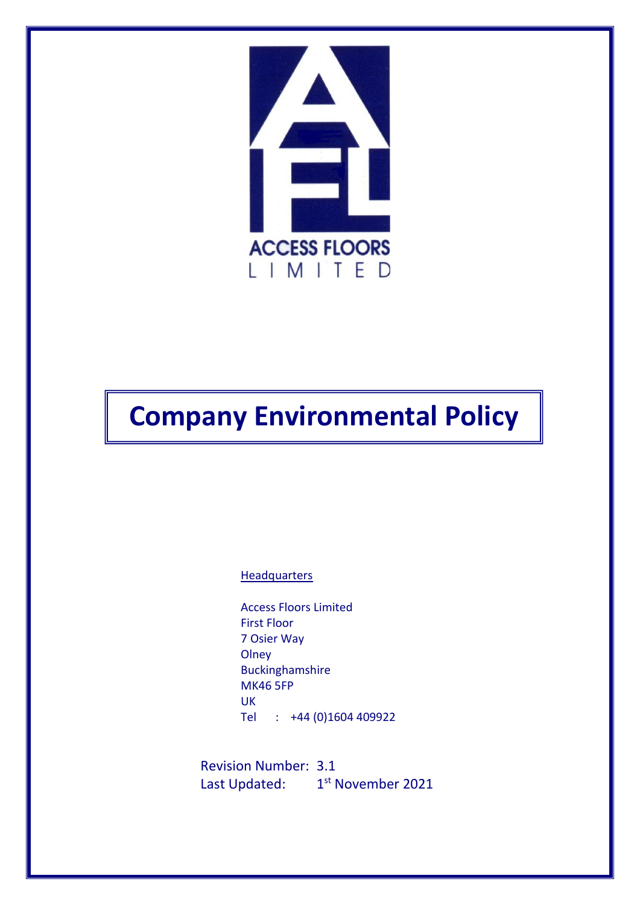ACCESS FLOORS
LIMITED

# Company Environmental Policy

Headquarters

Access Floors Limited
First Floor
7 Osier Way
Olney
Buckinghamshire
MK46 5FP
UK
Tel : +44 (0)1604 409922

Revision Number: 3.1
Last Updated: 1st November 2021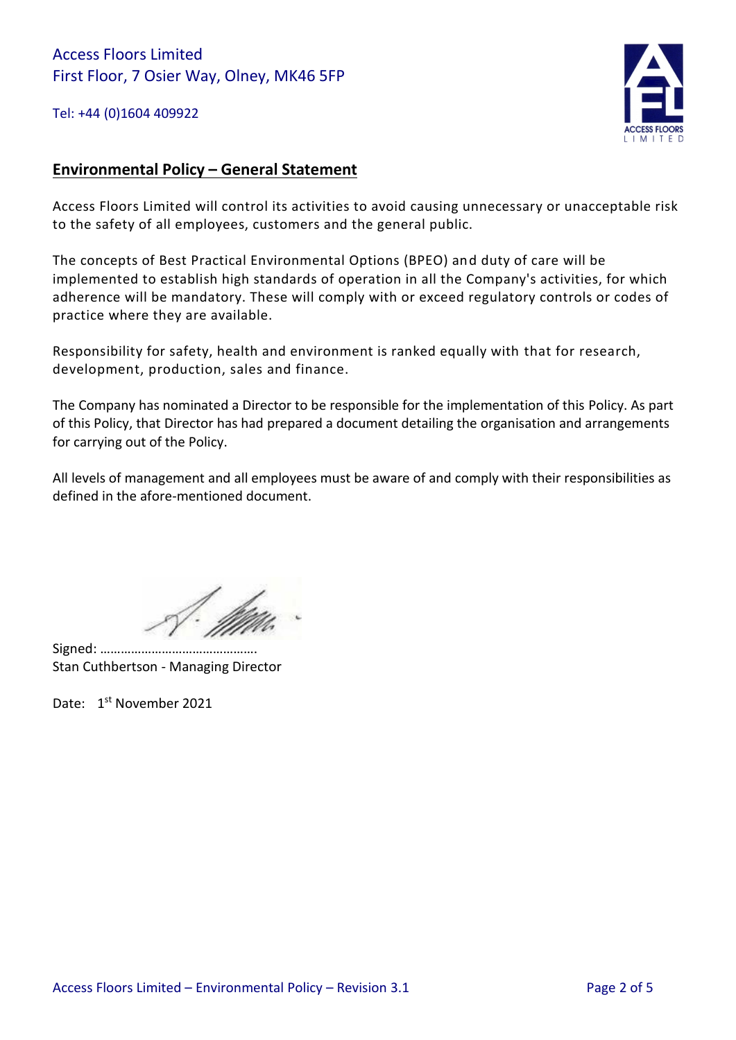Access Floors Limited
First Floor, 7 Osier Way, Olney, MK46 5FP

Tel: +44 (0)1604 409922

## Environmental Policy – General Statement

Access Floors Limited will control its activities to avoid causing unnecessary or unacceptable risk to the safety of all employees, customers and the general public.

The concepts of Best Practical Environmental Options (BPEO) and duty of care will be implemented to establish high standards of operation in all the Company's activities, for which adherence will be mandatory. These will comply with or exceed regulatory controls or codes of practice where they are available.

Responsibility for safety, health and environment is ranked equally with that for research, development, production, sales and finance.

The Company has nominated a Director to be responsible for the implementation of this Policy. As part of this Policy, that Director has had prepared a document detailing the organisation and arrangements for carrying out of the Policy.

All levels of management and all employees must be aware of and comply with their responsibilities as defined in the afore-mentioned document.

Signed: ……………………………………….
Stan Cuthbertson - Managing Director

Date: 1st November 2021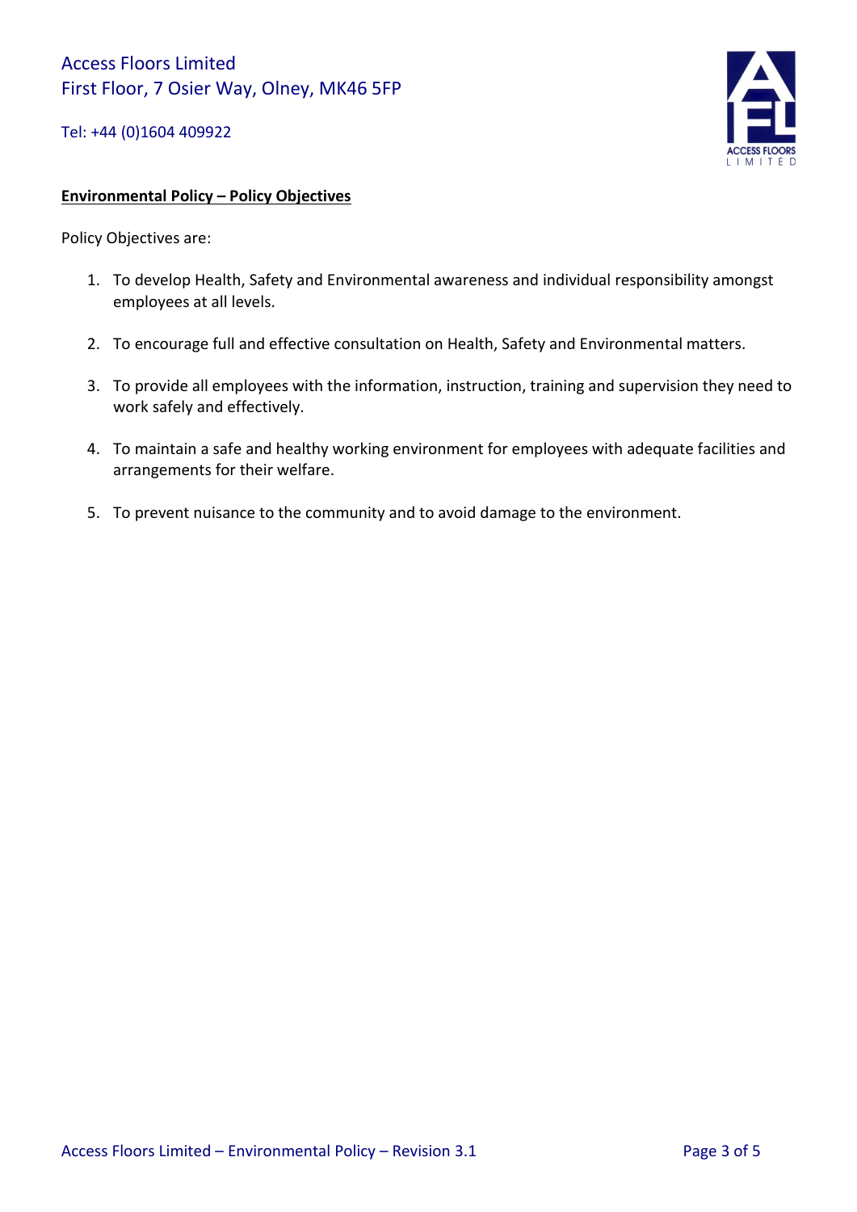Access Floors Limited
First Floor, 7 Osier Way, Olney, MK46 5FP

Tel: +44 (0)1604 409922

**Environmental Policy – Policy Objectives**

Policy Objectives are:

1. To develop Health, Safety and Environmental awareness and individual responsibility amongst employees at all levels.

2. To encourage full and effective consultation on Health, Safety and Environmental matters.

3. To provide all employees with the information, instruction, training and supervision they need to work safely and effectively.

4. To maintain a safe and healthy working environment for employees with adequate facilities and arrangements for their welfare.

5. To prevent nuisance to the community and to avoid damage to the environment.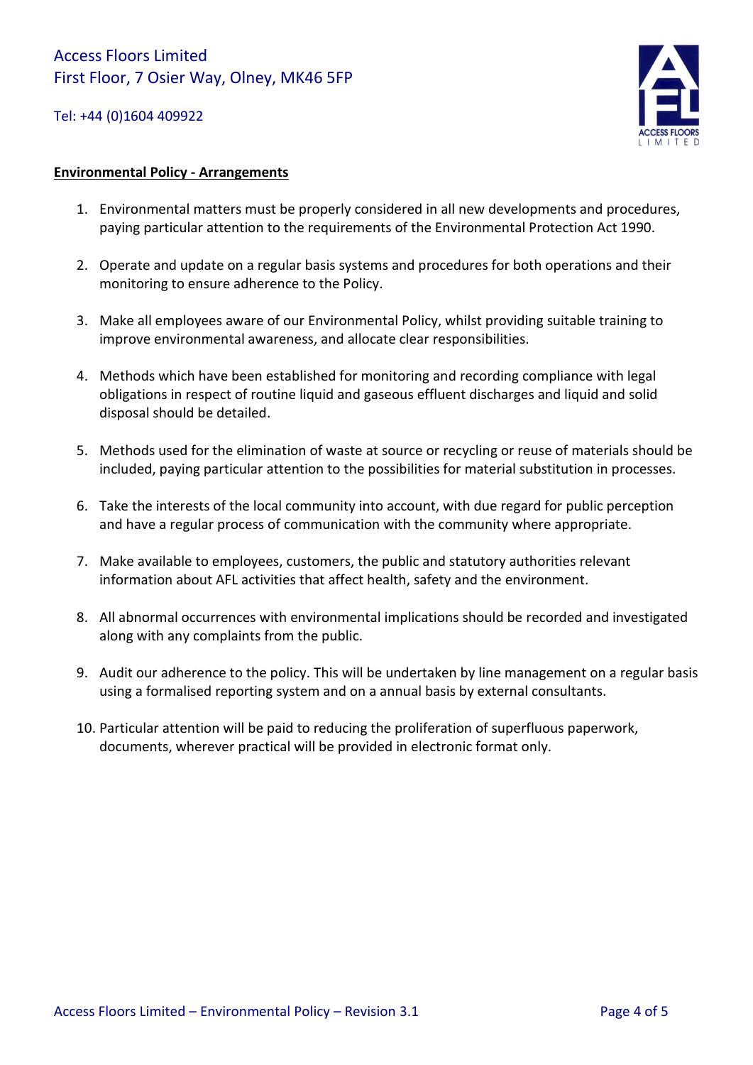Access Floors Limited
First Floor, 7 Osier Way, Olney, MK46 5FP

Tel: +44 (0)1604 409922

**Environmental Policy - Arrangements**

1. Environmental matters must be properly considered in all new developments and procedures, paying particular attention to the requirements of the Environmental Protection Act 1990.

2. Operate and update on a regular basis systems and procedures for both operations and their monitoring to ensure adherence to the Policy.

3. Make all employees aware of our Environmental Policy, whilst providing suitable training to improve environmental awareness, and allocate clear responsibilities.

4. Methods which have been established for monitoring and recording compliance with legal obligations in respect of routine liquid and gaseous effluent discharges and liquid and solid disposal should be detailed.

5. Methods used for the elimination of waste at source or recycling or reuse of materials should be included, paying particular attention to the possibilities for material substitution in processes.

6. Take the interests of the local community into account, with due regard for public perception and have a regular process of communication with the community where appropriate.

7. Make available to employees, customers, the public and statutory authorities relevant information about AFL activities that affect health, safety and the environment.

8. All abnormal occurrences with environmental implications should be recorded and investigated along with any complaints from the public.

9. Audit our adherence to the policy. This will be undertaken by line management on a regular basis using a formalised reporting system and on a annual basis by external consultants.

10. Particular attention will be paid to reducing the proliferation of superfluous paperwork, documents, wherever practical will be provided in electronic format only.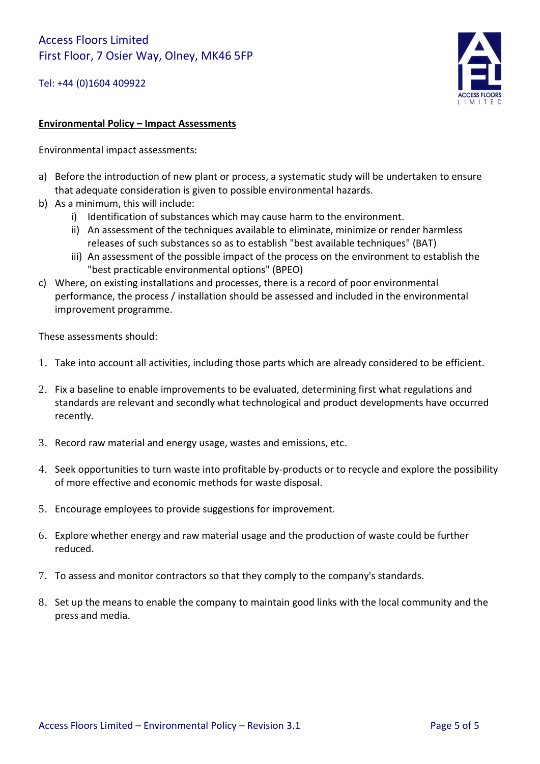Access Floors Limited
First Floor, 7 Osier Way, Olney, MK46 5FP

Tel: +44 (0)1604 409922

**Environmental Policy – Impact Assessments**

Environmental impact assessments:

a) Before the introduction of new plant or process, a systematic study will be undertaken to ensure that adequate consideration is given to possible environmental hazards.
b) As a minimum, this will include:
    i) Identification of substances which may cause harm to the environment.
    ii) An assessment of the techniques available to eliminate, minimize or render harmless releases of such substances so as to establish "best available techniques" (BAT)
    iii) An assessment of the possible impact of the process on the environment to establish the "best practicable environmental options" (BPEO)
c) Where, on existing installations and processes, there is a record of poor environmental performance, the process / installation should be assessed and included in the environmental improvement programme.

These assessments should:

1. Take into account all activities, including those parts which are already considered to be efficient.

2. Fix a baseline to enable improvements to be evaluated, determining first what regulations and standards are relevant and secondly what technological and product developments have occurred recently.

3. Record raw material and energy usage, wastes and emissions, etc.

4. Seek opportunities to turn waste into profitable by-products or to recycle and explore the possibility of more effective and economic methods for waste disposal.

5. Encourage employees to provide suggestions for improvement.

6. Explore whether energy and raw material usage and the production of waste could be further reduced.

7. To assess and monitor contractors so that they comply to the company's standards.

8. Set up the means to enable the company to maintain good links with the local community and the press and media.